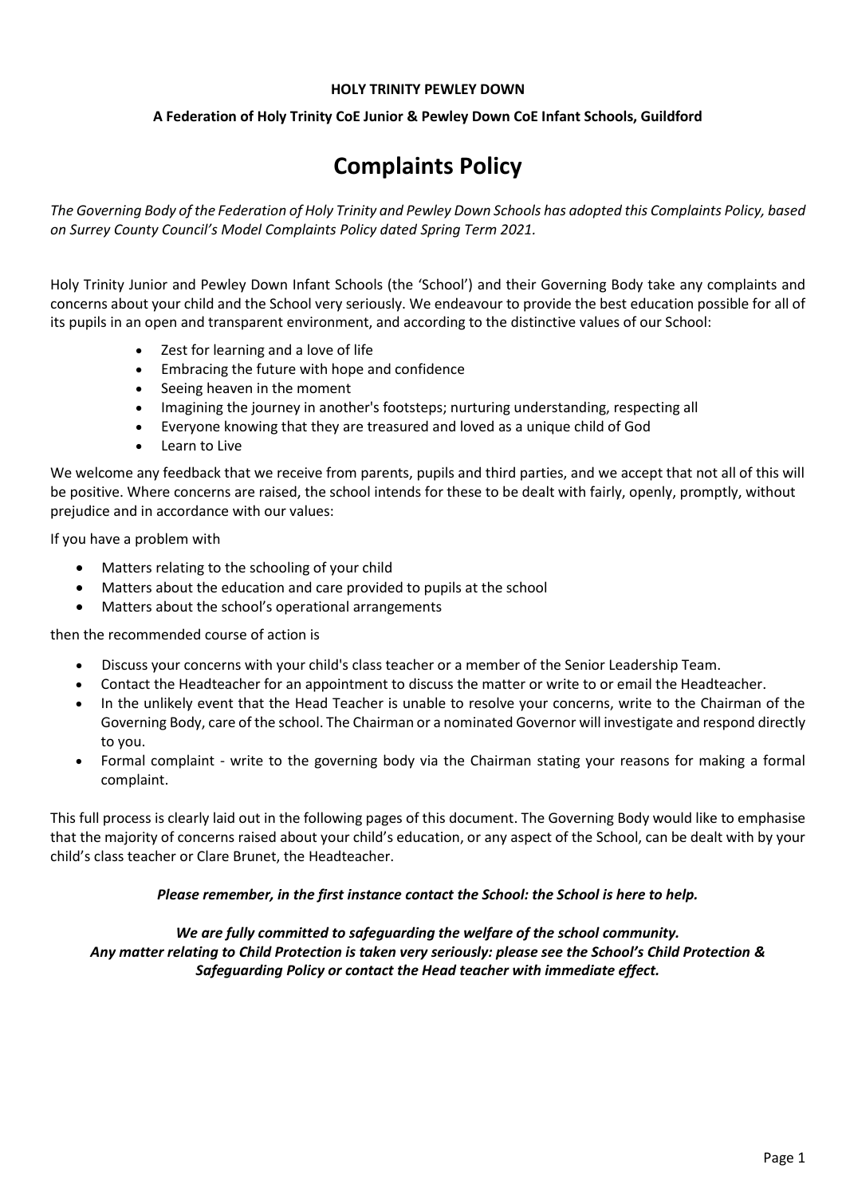**HOLY TRINITY PEWLEY DOWN**

**A Federation of Holy Trinity CoE Junior & Pewley Down CoE Infant Schools, Guildford**

# Complaints Policy

*The Governing Body of the Federation of Holy Trinity and Pewley Down Schools has adopted this Complaints Policy, based on Surrey County Council's Model Complaints Policy dated Spring Term 2021.*

Holy Trinity Junior and Pewley Down Infant Schools (the 'School') and their Governing Body take any complaints and concerns about your child and the School very seriously. We endeavour to provide the best education possible for all of its pupils in an open and transparent environment, and according to the distinctive values of our School:

- Zest for learning and a love of life
- Embracing the future with hope and confidence
- Seeing heaven in the moment
- Imagining the journey in another's footsteps; nurturing understanding, respecting all
- Everyone knowing that they are treasured and loved as a unique child of God
- Learn to Live

We welcome any feedback that we receive from parents, pupils and third parties, and we accept that not all of this will be positive. Where concerns are raised, the school intends for these to be dealt with fairly, openly, promptly, without prejudice and in accordance with our values:

If you have a problem with

- Matters relating to the schooling of your child
- Matters about the education and care provided to pupils at the school
- Matters about the school's operational arrangements

then the recommended course of action is

- Discuss your concerns with your child's class teacher or a member of the Senior Leadership Team.
- Contact the Headteacher for an appointment to discuss the matter or write to or email the Headteacher.
- In the unlikely event that the Head Teacher is unable to resolve your concerns, write to the Chairman of the Governing Body, care of the school. The Chairman or a nominated Governor will investigate and respond directly to you.
- Formal complaint - write to the governing body via the Chairman stating your reasons for making a formal complaint.

This full process is clearly laid out in the following pages of this document. The Governing Body would like to emphasise that the majority of concerns raised about your child's education, or any aspect of the School, can be dealt with by your child's class teacher or Clare Brunet, the Headteacher.

***Please remember, in the first instance contact the School: the School is here to help.***

***We are fully committed to safeguarding the welfare of the school community. Any matter relating to Child Protection is taken very seriously: please see the School's Child Protection & Safeguarding Policy or contact the Head teacher with immediate effect.***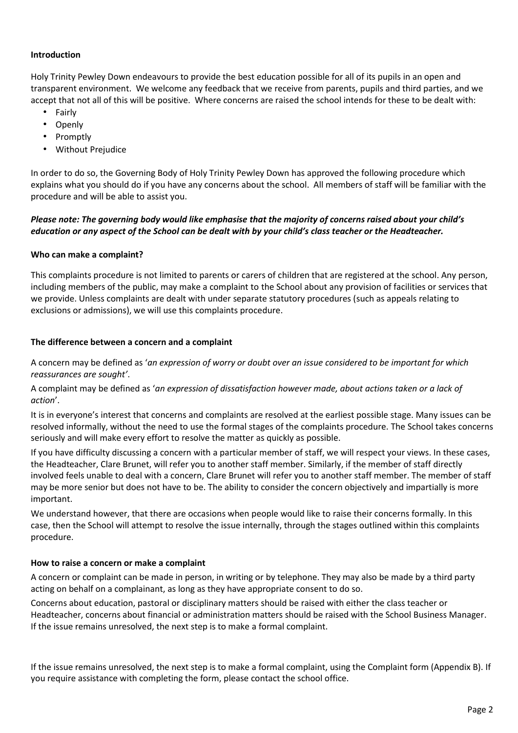**Introduction**

Holy Trinity Pewley Down endeavours to provide the best education possible for all of its pupils in an open and transparent environment. We welcome any feedback that we receive from parents, pupils and third parties, and we accept that not all of this will be positive. Where concerns are raised the school intends for these to be dealt with:

- Fairly
- Openly
- Promptly
- Without Prejudice

In order to do so, the Governing Body of Holy Trinity Pewley Down has approved the following procedure which explains what you should do if you have any concerns about the school. All members of staff will be familiar with the procedure and will be able to assist you.

***Please note: The governing body would like emphasise that the majority of concerns raised about your child's education or any aspect of the School can be dealt with by your child's class teacher or the Headteacher.***

**Who can make a complaint?**

This complaints procedure is not limited to parents or carers of children that are registered at the school. Any person, including members of the public, may make a complaint to the School about any provision of facilities or services that we provide. Unless complaints are dealt with under separate statutory procedures (such as appeals relating to exclusions or admissions), we will use this complaints procedure.

**The difference between a concern and a complaint**

A concern may be defined as '*an expression of worry or doubt over an issue considered to be important for which reassurances are sought'*.

A complaint may be defined as '*an expression of dissatisfaction however made, about actions taken or a lack of action*'.

It is in everyone's interest that concerns and complaints are resolved at the earliest possible stage. Many issues can be resolved informally, without the need to use the formal stages of the complaints procedure. The School takes concerns seriously and will make every effort to resolve the matter as quickly as possible.

If you have difficulty discussing a concern with a particular member of staff, we will respect your views. In these cases, the Headteacher, Clare Brunet, will refer you to another staff member. Similarly, if the member of staff directly involved feels unable to deal with a concern, Clare Brunet will refer you to another staff member. The member of staff may be more senior but does not have to be. The ability to consider the concern objectively and impartially is more important.

We understand however, that there are occasions when people would like to raise their concerns formally. In this case, then the School will attempt to resolve the issue internally, through the stages outlined within this complaints procedure.

**How to raise a concern or make a complaint**

A concern or complaint can be made in person, in writing or by telephone. They may also be made by a third party acting on behalf on a complainant, as long as they have appropriate consent to do so.

Concerns about education, pastoral or disciplinary matters should be raised with either the class teacher or Headteacher, concerns about financial or administration matters should be raised with the School Business Manager. If the issue remains unresolved, the next step is to make a formal complaint.

If the issue remains unresolved, the next step is to make a formal complaint, using the Complaint form (Appendix B). If you require assistance with completing the form, please contact the school office.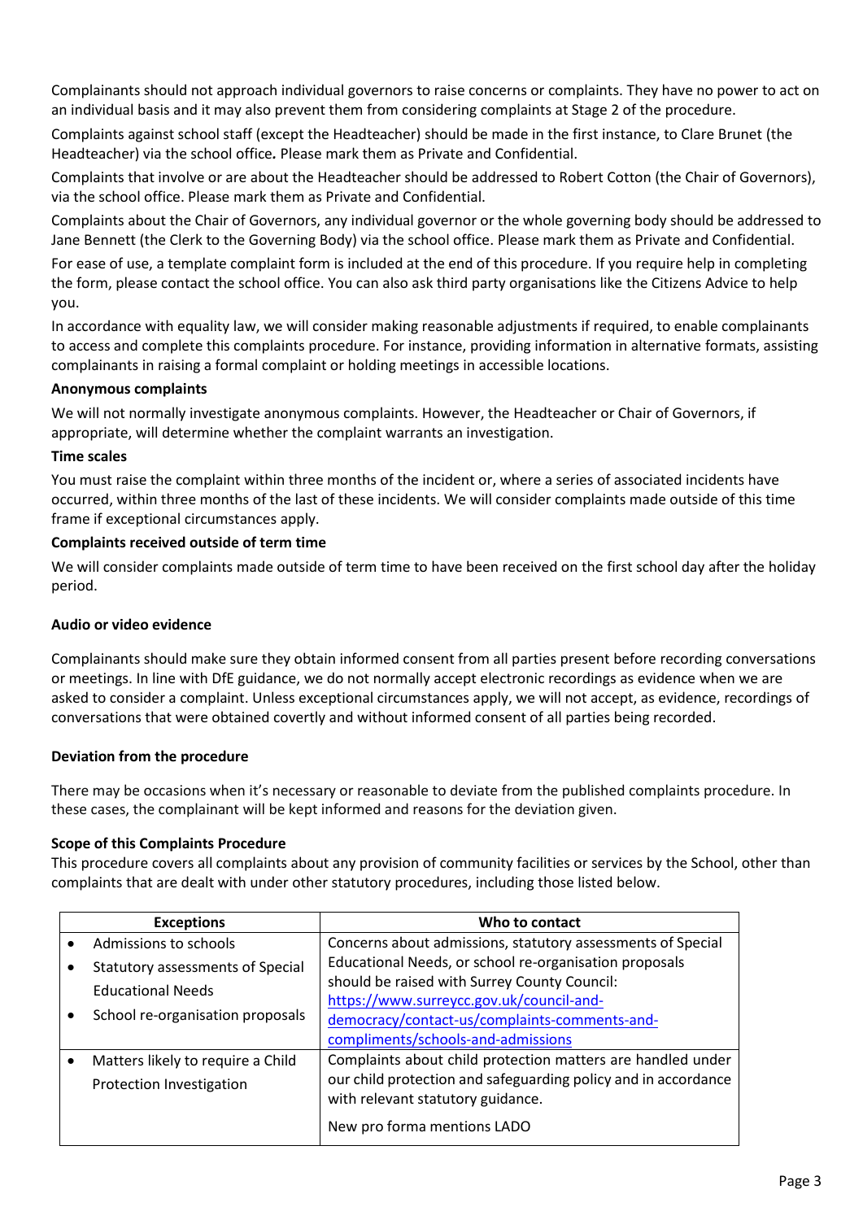Complainants should not approach individual governors to raise concerns or complaints. They have no power to act on an individual basis and it may also prevent them from considering complaints at Stage 2 of the procedure.

Complaints against school staff (except the Headteacher) should be made in the first instance, to Clare Brunet (the Headteacher) via the school office*.* Please mark them as Private and Confidential.

Complaints that involve or are about the Headteacher should be addressed to Robert Cotton (the Chair of Governors), via the school office. Please mark them as Private and Confidential.

Complaints about the Chair of Governors, any individual governor or the whole governing body should be addressed to Jane Bennett (the Clerk to the Governing Body) via the school office. Please mark them as Private and Confidential.

For ease of use, a template complaint form is included at the end of this procedure. If you require help in completing the form, please contact the school office. You can also ask third party organisations like the Citizens Advice to help you.

In accordance with equality law, we will consider making reasonable adjustments if required, to enable complainants to access and complete this complaints procedure. For instance, providing information in alternative formats, assisting complainants in raising a formal complaint or holding meetings in accessible locations.

**Anonymous complaints**

We will not normally investigate anonymous complaints. However, the Headteacher or Chair of Governors, if appropriate, will determine whether the complaint warrants an investigation.

**Time scales**

You must raise the complaint within three months of the incident or, where a series of associated incidents have occurred, within three months of the last of these incidents. We will consider complaints made outside of this time frame if exceptional circumstances apply.

**Complaints received outside of term time**

We will consider complaints made outside of term time to have been received on the first school day after the holiday period.

**Audio or video evidence**

Complainants should make sure they obtain informed consent from all parties present before recording conversations or meetings. In line with DfE guidance, we do not normally accept electronic recordings as evidence when we are asked to consider a complaint. Unless exceptional circumstances apply, we will not accept, as evidence, recordings of conversations that were obtained covertly and without informed consent of all parties being recorded.

**Deviation from the procedure**

There may be occasions when it's necessary or reasonable to deviate from the published complaints procedure. In these cases, the complainant will be kept informed and reasons for the deviation given.

**Scope of this Complaints Procedure**

This procedure covers all complaints about any provision of community facilities or services by the School, other than complaints that are dealt with under other statutory procedures, including those listed below.

| Exceptions | Who to contact |
|---|---|
| • Admissions to schools<br>• Statutory assessments of Special Educational Needs<br>• School re-organisation proposals | Concerns about admissions, statutory assessments of Special Educational Needs, or school re-organisation proposals should be raised with Surrey County Council: https://www.surreycc.gov.uk/council-and-democracy/contact-us/complaints-comments-and-compliments/schools-and-admissions |
| • Matters likely to require a Child Protection Investigation | Complaints about child protection matters are handled under our child protection and safeguarding policy and in accordance with relevant statutory guidance.<br>New pro forma mentions LADO |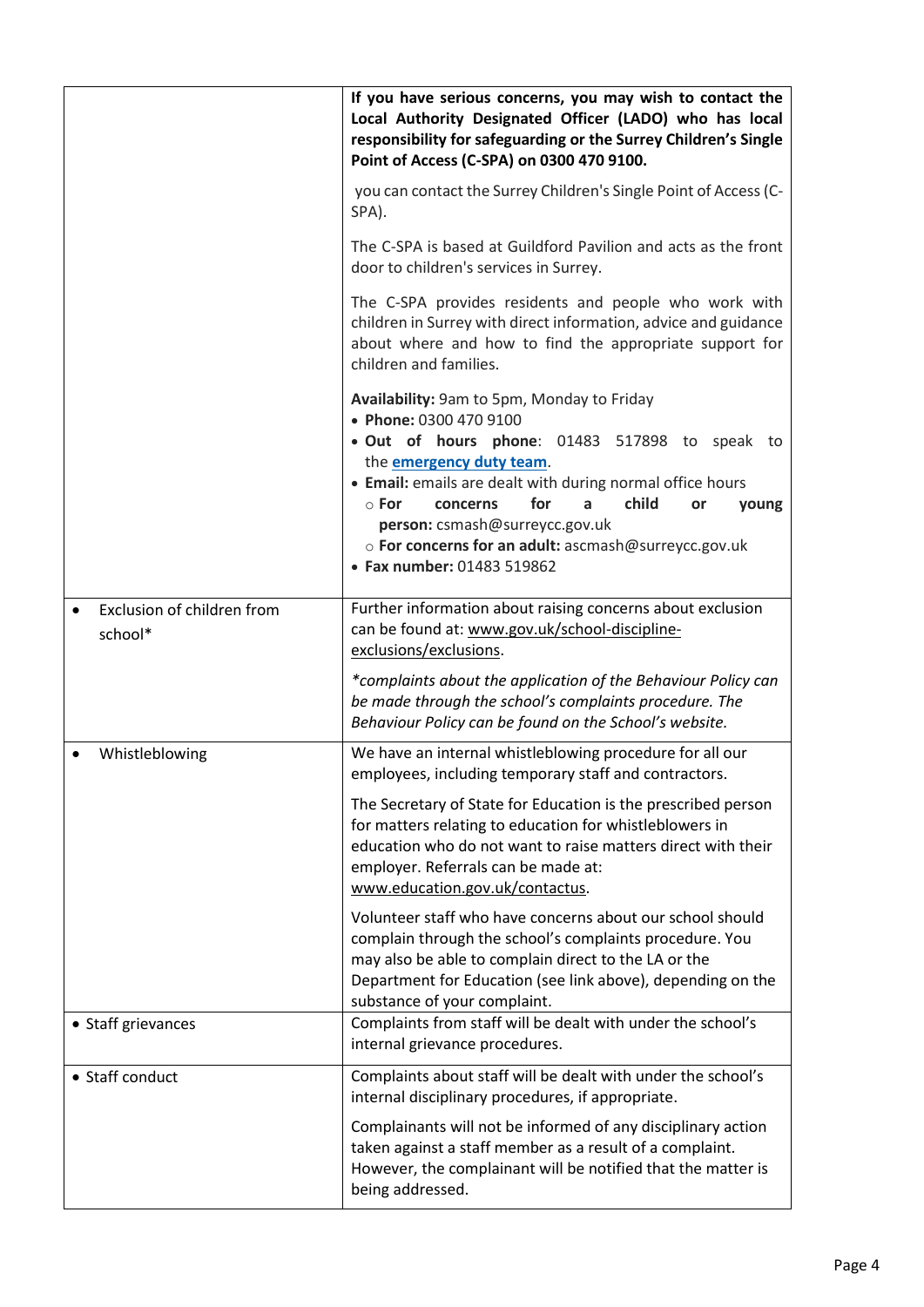| | |
|---|---|
| | **If you have serious concerns, you may wish to contact the Local Authority Designated Officer (LADO) who has local responsibility for safeguarding or the Surrey Children's Single Point of Access (C-SPA) on 0300 470 9100.**<br><br>you can contact the Surrey Children's Single Point of Access (C-SPA).<br><br>The C-SPA is based at Guildford Pavilion and acts as the front door to children's services in Surrey.<br><br>The C-SPA provides residents and people who work with children in Surrey with direct information, advice and guidance about where and how to find the appropriate support for children and families.<br><br>**Availability:** 9am to 5pm, Monday to Friday<br>• **Phone:** 0300 470 9100<br>• **Out of hours phone**: 01483 517898 to speak to the **emergency duty team**.<br>• **Email:** emails are dealt with during normal office hours<br>  ○ **For concerns for a child or young person:** csmash@surreycc.gov.uk<br>  ○ **For concerns for an adult:** ascmash@surreycc.gov.uk<br>• **Fax number:** 01483 519862 |
| • Exclusion of children from school* | Further information about raising concerns about exclusion can be found at: www.gov.uk/school-discipline-exclusions/exclusions.<br><br>*\*complaints about the application of the Behaviour Policy can be made through the school's complaints procedure. The Behaviour Policy can be found on the School's website.* |
| • Whistleblowing | We have an internal whistleblowing procedure for all our employees, including temporary staff and contractors.<br><br>The Secretary of State for Education is the prescribed person for matters relating to education for whistleblowers in education who do not want to raise matters direct with their employer. Referrals can be made at: www.education.gov.uk/contactus.<br><br>Volunteer staff who have concerns about our school should complain through the school's complaints procedure. You may also be able to complain direct to the LA or the Department for Education (see link above), depending on the substance of your complaint. |
| • Staff grievances | Complaints from staff will be dealt with under the school's internal grievance procedures. |
| • Staff conduct | Complaints about staff will be dealt with under the school's internal disciplinary procedures, if appropriate.<br><br>Complainants will not be informed of any disciplinary action taken against a staff member as a result of a complaint. However, the complainant will be notified that the matter is being addressed. |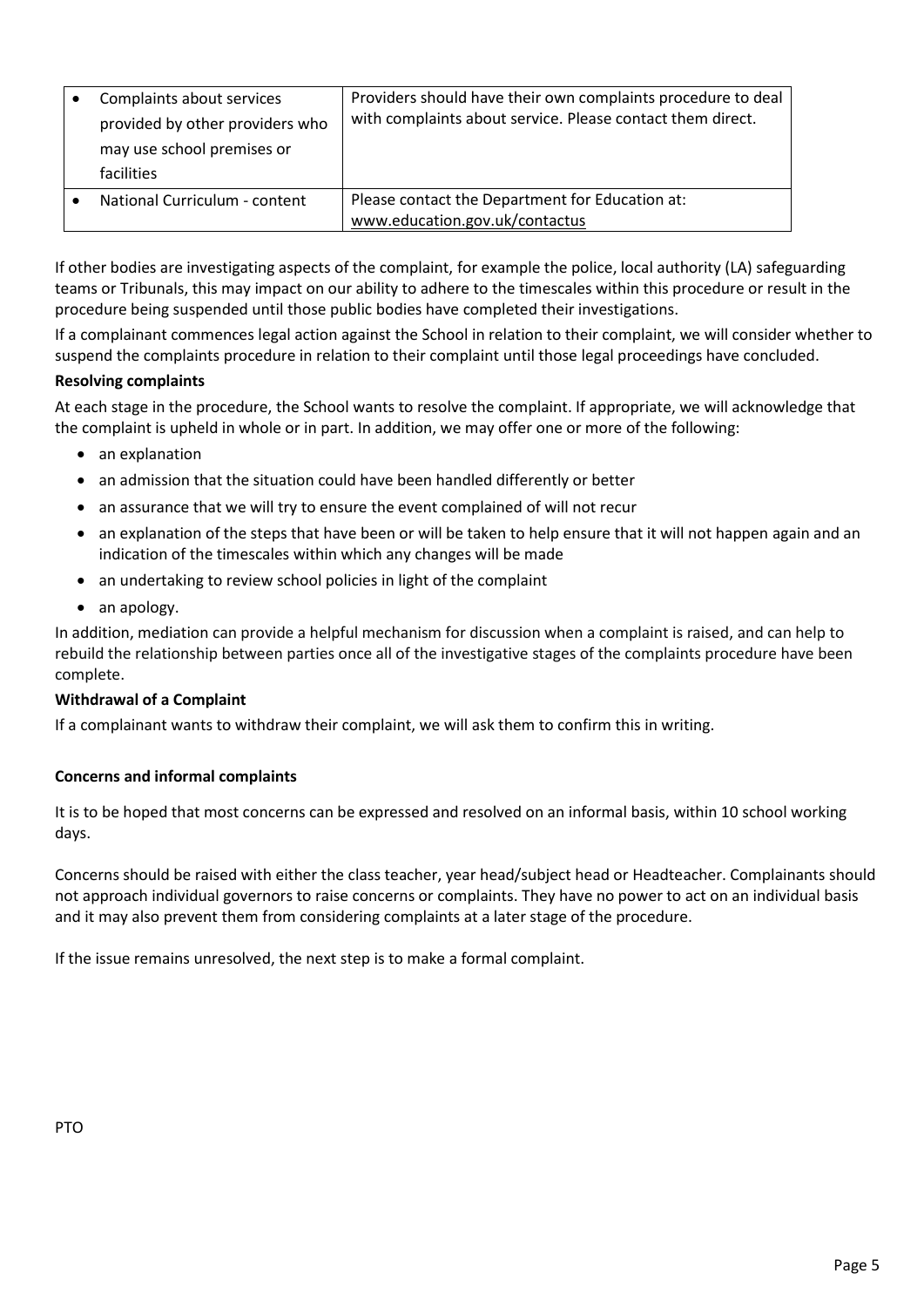| | |
|---|---|
| • Complaints about services provided by other providers who may use school premises or facilities | Providers should have their own complaints procedure to deal with complaints about service. Please contact them direct. |
| • National Curriculum - content | Please contact the Department for Education at: www.education.gov.uk/contactus |

If other bodies are investigating aspects of the complaint, for example the police, local authority (LA) safeguarding teams or Tribunals, this may impact on our ability to adhere to the timescales within this procedure or result in the procedure being suspended until those public bodies have completed their investigations.

If a complainant commences legal action against the School in relation to their complaint, we will consider whether to suspend the complaints procedure in relation to their complaint until those legal proceedings have concluded.

**Resolving complaints**

At each stage in the procedure, the School wants to resolve the complaint. If appropriate, we will acknowledge that the complaint is upheld in whole or in part. In addition, we may offer one or more of the following:

- an explanation
- an admission that the situation could have been handled differently or better
- an assurance that we will try to ensure the event complained of will not recur
- an explanation of the steps that have been or will be taken to help ensure that it will not happen again and an indication of the timescales within which any changes will be made
- an undertaking to review school policies in light of the complaint
- an apology.

In addition, mediation can provide a helpful mechanism for discussion when a complaint is raised, and can help to rebuild the relationship between parties once all of the investigative stages of the complaints procedure have been complete.

**Withdrawal of a Complaint**

If a complainant wants to withdraw their complaint, we will ask them to confirm this in writing.

**Concerns and informal complaints**

It is to be hoped that most concerns can be expressed and resolved on an informal basis, within 10 school working days.

Concerns should be raised with either the class teacher, year head/subject head or Headteacher. Complainants should not approach individual governors to raise concerns or complaints. They have no power to act on an individual basis and it may also prevent them from considering complaints at a later stage of the procedure.

If the issue remains unresolved, the next step is to make a formal complaint.

PTO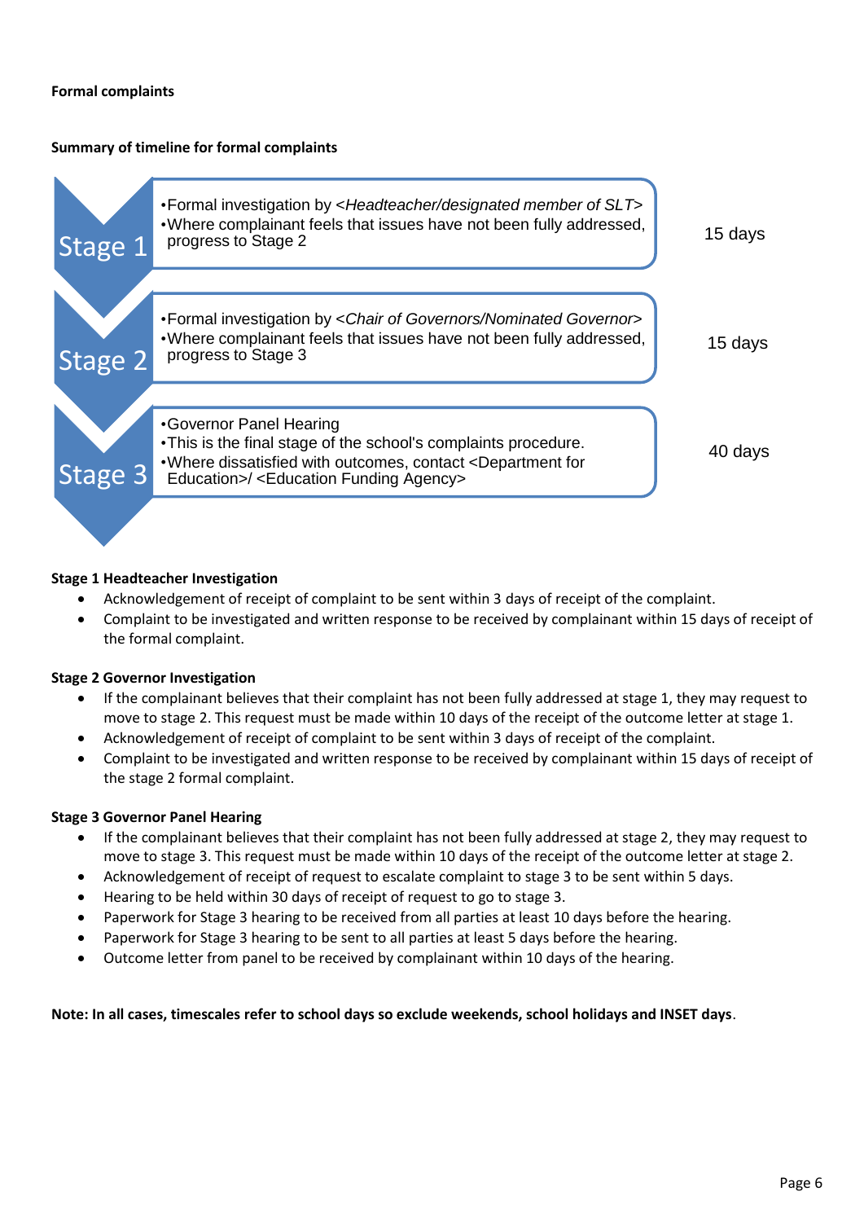**Formal complaints**

**Summary of timeline for formal complaints**

| Stage | Description | Timescale |
|---|---|---|
| Stage 1 | •Formal investigation by <*Headteacher/designated member of SLT*> •Where complainant feels that issues have not been fully addressed, progress to Stage 2 | 15 days |
| Stage 2 | •Formal investigation by <*Chair of Governors/Nominated Governor*> •Where complainant feels that issues have not been fully addressed, progress to Stage 3 | 15 days |
| Stage 3 | •Governor Panel Hearing •This is the final stage of the school's complaints procedure. •Where dissatisfied with outcomes, contact <Department for Education>/ <Education Funding Agency> | 40 days |

**Stage 1 Headteacher Investigation**

- Acknowledgement of receipt of complaint to be sent within 3 days of receipt of the complaint.
- Complaint to be investigated and written response to be received by complainant within 15 days of receipt of the formal complaint.

**Stage 2 Governor Investigation**

- If the complainant believes that their complaint has not been fully addressed at stage 1, they may request to move to stage 2. This request must be made within 10 days of the receipt of the outcome letter at stage 1.
- Acknowledgement of receipt of complaint to be sent within 3 days of receipt of the complaint.
- Complaint to be investigated and written response to be received by complainant within 15 days of receipt of the stage 2 formal complaint.

**Stage 3 Governor Panel Hearing**

- If the complainant believes that their complaint has not been fully addressed at stage 2, they may request to move to stage 3. This request must be made within 10 days of the receipt of the outcome letter at stage 2.
- Acknowledgement of receipt of request to escalate complaint to stage 3 to be sent within 5 days.
- Hearing to be held within 30 days of receipt of request to go to stage 3.
- Paperwork for Stage 3 hearing to be received from all parties at least 10 days before the hearing.
- Paperwork for Stage 3 hearing to be sent to all parties at least 5 days before the hearing.
- Outcome letter from panel to be received by complainant within 10 days of the hearing.

**Note: In all cases, timescales refer to school days so exclude weekends, school holidays and INSET days**.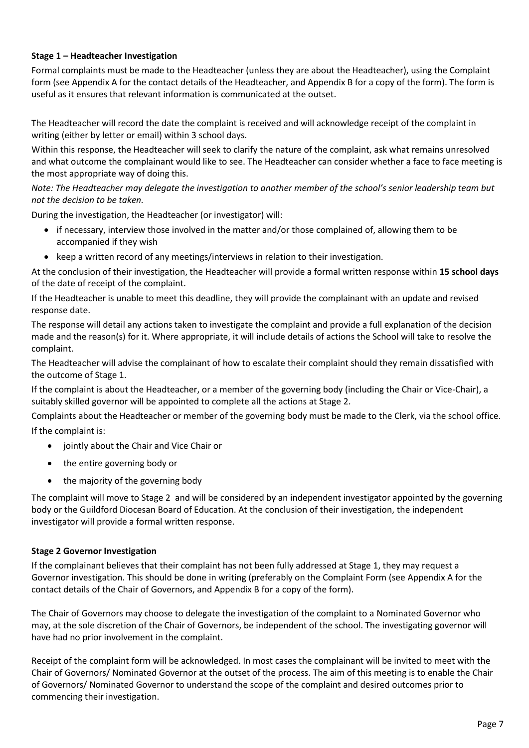**Stage 1 – Headteacher Investigation**

Formal complaints must be made to the Headteacher (unless they are about the Headteacher), using the Complaint form (see Appendix A for the contact details of the Headteacher, and Appendix B for a copy of the form). The form is useful as it ensures that relevant information is communicated at the outset.

The Headteacher will record the date the complaint is received and will acknowledge receipt of the complaint in writing (either by letter or email) within 3 school days.

Within this response, the Headteacher will seek to clarify the nature of the complaint, ask what remains unresolved and what outcome the complainant would like to see. The Headteacher can consider whether a face to face meeting is the most appropriate way of doing this.

*Note: The Headteacher may delegate the investigation to another member of the school's senior leadership team but not the decision to be taken.*

During the investigation, the Headteacher (or investigator) will:

- if necessary, interview those involved in the matter and/or those complained of, allowing them to be accompanied if they wish
- keep a written record of any meetings/interviews in relation to their investigation.

At the conclusion of their investigation, the Headteacher will provide a formal written response within **15 school days** of the date of receipt of the complaint.

If the Headteacher is unable to meet this deadline, they will provide the complainant with an update and revised response date.

The response will detail any actions taken to investigate the complaint and provide a full explanation of the decision made and the reason(s) for it. Where appropriate, it will include details of actions the School will take to resolve the complaint.

The Headteacher will advise the complainant of how to escalate their complaint should they remain dissatisfied with the outcome of Stage 1.

If the complaint is about the Headteacher, or a member of the governing body (including the Chair or Vice-Chair), a suitably skilled governor will be appointed to complete all the actions at Stage 2.

Complaints about the Headteacher or member of the governing body must be made to the Clerk, via the school office.

If the complaint is:

- jointly about the Chair and Vice Chair or
- the entire governing body or
- the majority of the governing body

The complaint will move to Stage 2 and will be considered by an independent investigator appointed by the governing body or the Guildford Diocesan Board of Education. At the conclusion of their investigation, the independent investigator will provide a formal written response.

**Stage 2 Governor Investigation**

If the complainant believes that their complaint has not been fully addressed at Stage 1, they may request a Governor investigation. This should be done in writing (preferably on the Complaint Form (see Appendix A for the contact details of the Chair of Governors, and Appendix B for a copy of the form).

The Chair of Governors may choose to delegate the investigation of the complaint to a Nominated Governor who may, at the sole discretion of the Chair of Governors, be independent of the school. The investigating governor will have had no prior involvement in the complaint.

Receipt of the complaint form will be acknowledged. In most cases the complainant will be invited to meet with the Chair of Governors/ Nominated Governor at the outset of the process. The aim of this meeting is to enable the Chair of Governors/ Nominated Governor to understand the scope of the complaint and desired outcomes prior to commencing their investigation.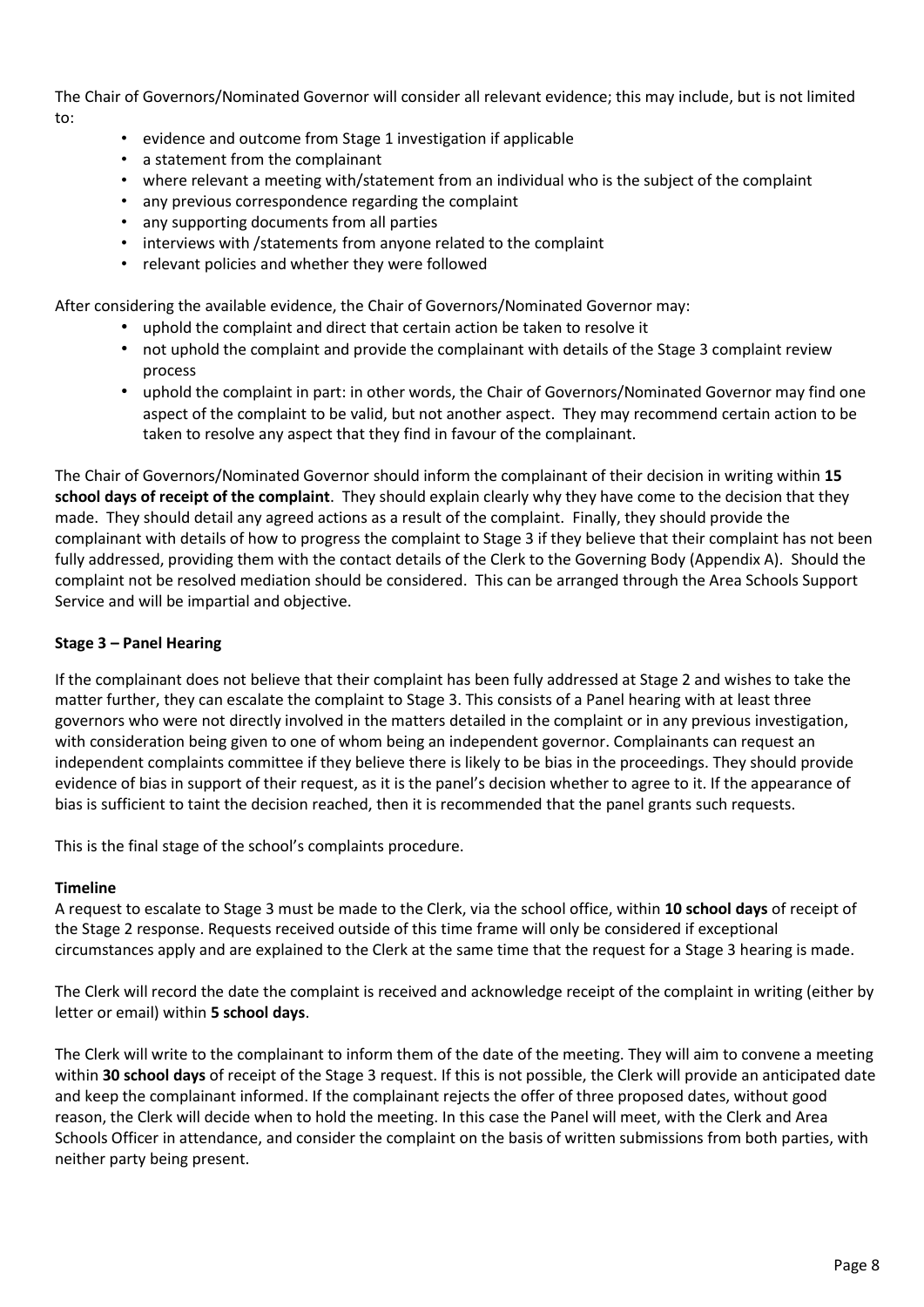The Chair of Governors/Nominated Governor will consider all relevant evidence; this may include, but is not limited to:

- evidence and outcome from Stage 1 investigation if applicable
- a statement from the complainant
- where relevant a meeting with/statement from an individual who is the subject of the complaint
- any previous correspondence regarding the complaint
- any supporting documents from all parties
- interviews with /statements from anyone related to the complaint
- relevant policies and whether they were followed

After considering the available evidence, the Chair of Governors/Nominated Governor may:

- uphold the complaint and direct that certain action be taken to resolve it
- not uphold the complaint and provide the complainant with details of the Stage 3 complaint review process
- uphold the complaint in part: in other words, the Chair of Governors/Nominated Governor may find one aspect of the complaint to be valid, but not another aspect. They may recommend certain action to be taken to resolve any aspect that they find in favour of the complainant.

The Chair of Governors/Nominated Governor should inform the complainant of their decision in writing within **15 school days of receipt of the complaint**. They should explain clearly why they have come to the decision that they made. They should detail any agreed actions as a result of the complaint. Finally, they should provide the complainant with details of how to progress the complaint to Stage 3 if they believe that their complaint has not been fully addressed, providing them with the contact details of the Clerk to the Governing Body (Appendix A). Should the complaint not be resolved mediation should be considered. This can be arranged through the Area Schools Support Service and will be impartial and objective.

**Stage 3 – Panel Hearing**

If the complainant does not believe that their complaint has been fully addressed at Stage 2 and wishes to take the matter further, they can escalate the complaint to Stage 3. This consists of a Panel hearing with at least three governors who were not directly involved in the matters detailed in the complaint or in any previous investigation, with consideration being given to one of whom being an independent governor. Complainants can request an independent complaints committee if they believe there is likely to be bias in the proceedings. They should provide evidence of bias in support of their request, as it is the panel's decision whether to agree to it. If the appearance of bias is sufficient to taint the decision reached, then it is recommended that the panel grants such requests.

This is the final stage of the school's complaints procedure.

**Timeline**

A request to escalate to Stage 3 must be made to the Clerk, via the school office, within **10 school days** of receipt of the Stage 2 response. Requests received outside of this time frame will only be considered if exceptional circumstances apply and are explained to the Clerk at the same time that the request for a Stage 3 hearing is made.

The Clerk will record the date the complaint is received and acknowledge receipt of the complaint in writing (either by letter or email) within **5 school days**.

The Clerk will write to the complainant to inform them of the date of the meeting. They will aim to convene a meeting within **30 school days** of receipt of the Stage 3 request. If this is not possible, the Clerk will provide an anticipated date and keep the complainant informed. If the complainant rejects the offer of three proposed dates, without good reason, the Clerk will decide when to hold the meeting. In this case the Panel will meet, with the Clerk and Area Schools Officer in attendance, and consider the complaint on the basis of written submissions from both parties, with neither party being present.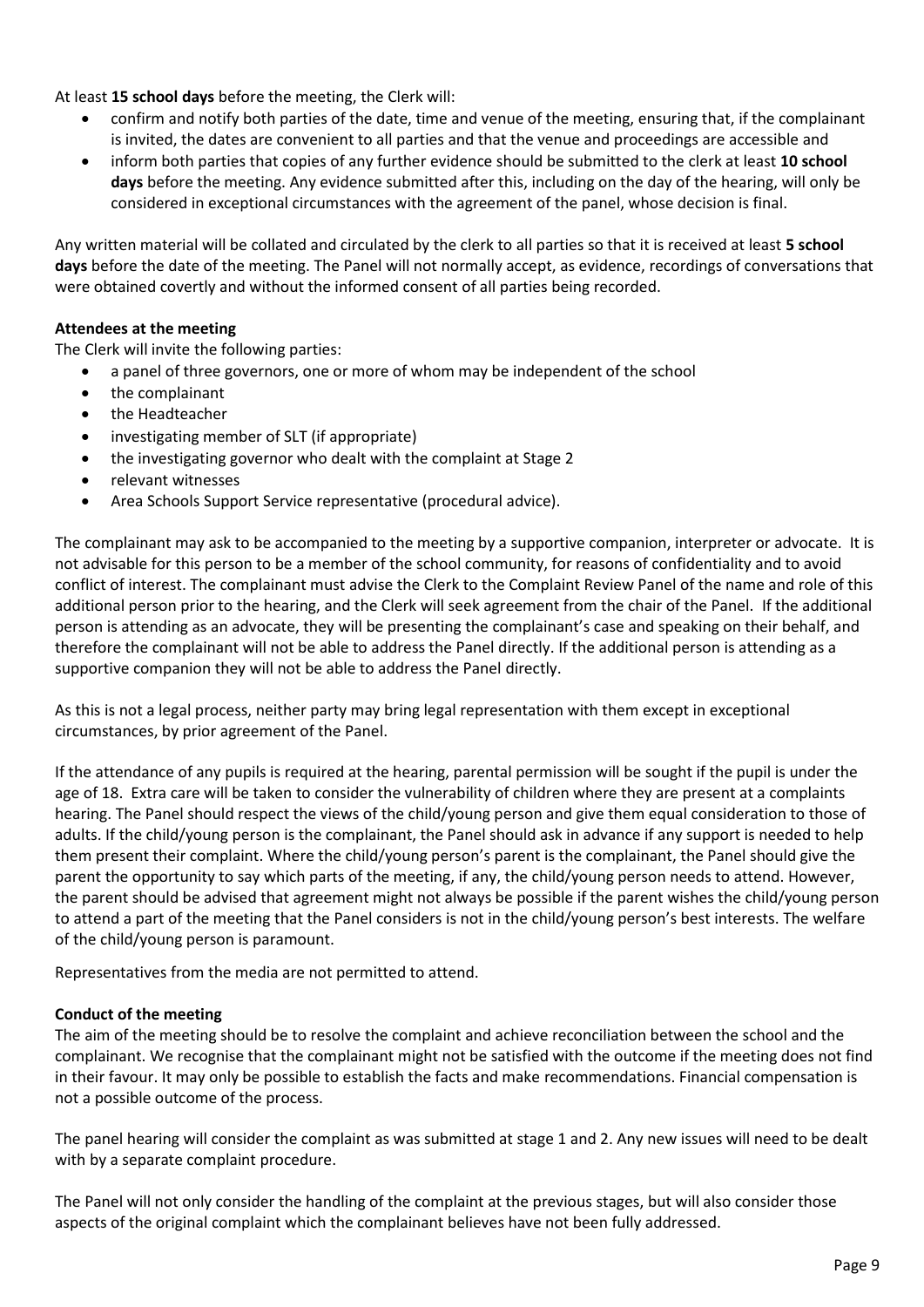At least **15 school days** before the meeting, the Clerk will:

- confirm and notify both parties of the date, time and venue of the meeting, ensuring that, if the complainant is invited, the dates are convenient to all parties and that the venue and proceedings are accessible and
- inform both parties that copies of any further evidence should be submitted to the clerk at least **10 school days** before the meeting. Any evidence submitted after this, including on the day of the hearing, will only be considered in exceptional circumstances with the agreement of the panel, whose decision is final.

Any written material will be collated and circulated by the clerk to all parties so that it is received at least **5 school days** before the date of the meeting. The Panel will not normally accept, as evidence, recordings of conversations that were obtained covertly and without the informed consent of all parties being recorded.

**Attendees at the meeting**

The Clerk will invite the following parties:

- a panel of three governors, one or more of whom may be independent of the school
- the complainant
- the Headteacher
- investigating member of SLT (if appropriate)
- the investigating governor who dealt with the complaint at Stage 2
- relevant witnesses
- Area Schools Support Service representative (procedural advice).

The complainant may ask to be accompanied to the meeting by a supportive companion, interpreter or advocate. It is not advisable for this person to be a member of the school community, for reasons of confidentiality and to avoid conflict of interest. The complainant must advise the Clerk to the Complaint Review Panel of the name and role of this additional person prior to the hearing, and the Clerk will seek agreement from the chair of the Panel. If the additional person is attending as an advocate, they will be presenting the complainant's case and speaking on their behalf, and therefore the complainant will not be able to address the Panel directly. If the additional person is attending as a supportive companion they will not be able to address the Panel directly.

As this is not a legal process, neither party may bring legal representation with them except in exceptional circumstances, by prior agreement of the Panel.

If the attendance of any pupils is required at the hearing, parental permission will be sought if the pupil is under the age of 18. Extra care will be taken to consider the vulnerability of children where they are present at a complaints hearing. The Panel should respect the views of the child/young person and give them equal consideration to those of adults. If the child/young person is the complainant, the Panel should ask in advance if any support is needed to help them present their complaint. Where the child/young person's parent is the complainant, the Panel should give the parent the opportunity to say which parts of the meeting, if any, the child/young person needs to attend. However, the parent should be advised that agreement might not always be possible if the parent wishes the child/young person to attend a part of the meeting that the Panel considers is not in the child/young person's best interests. The welfare of the child/young person is paramount.

Representatives from the media are not permitted to attend.

**Conduct of the meeting**

The aim of the meeting should be to resolve the complaint and achieve reconciliation between the school and the complainant. We recognise that the complainant might not be satisfied with the outcome if the meeting does not find in their favour. It may only be possible to establish the facts and make recommendations. Financial compensation is not a possible outcome of the process.

The panel hearing will consider the complaint as was submitted at stage 1 and 2. Any new issues will need to be dealt with by a separate complaint procedure.

The Panel will not only consider the handling of the complaint at the previous stages, but will also consider those aspects of the original complaint which the complainant believes have not been fully addressed.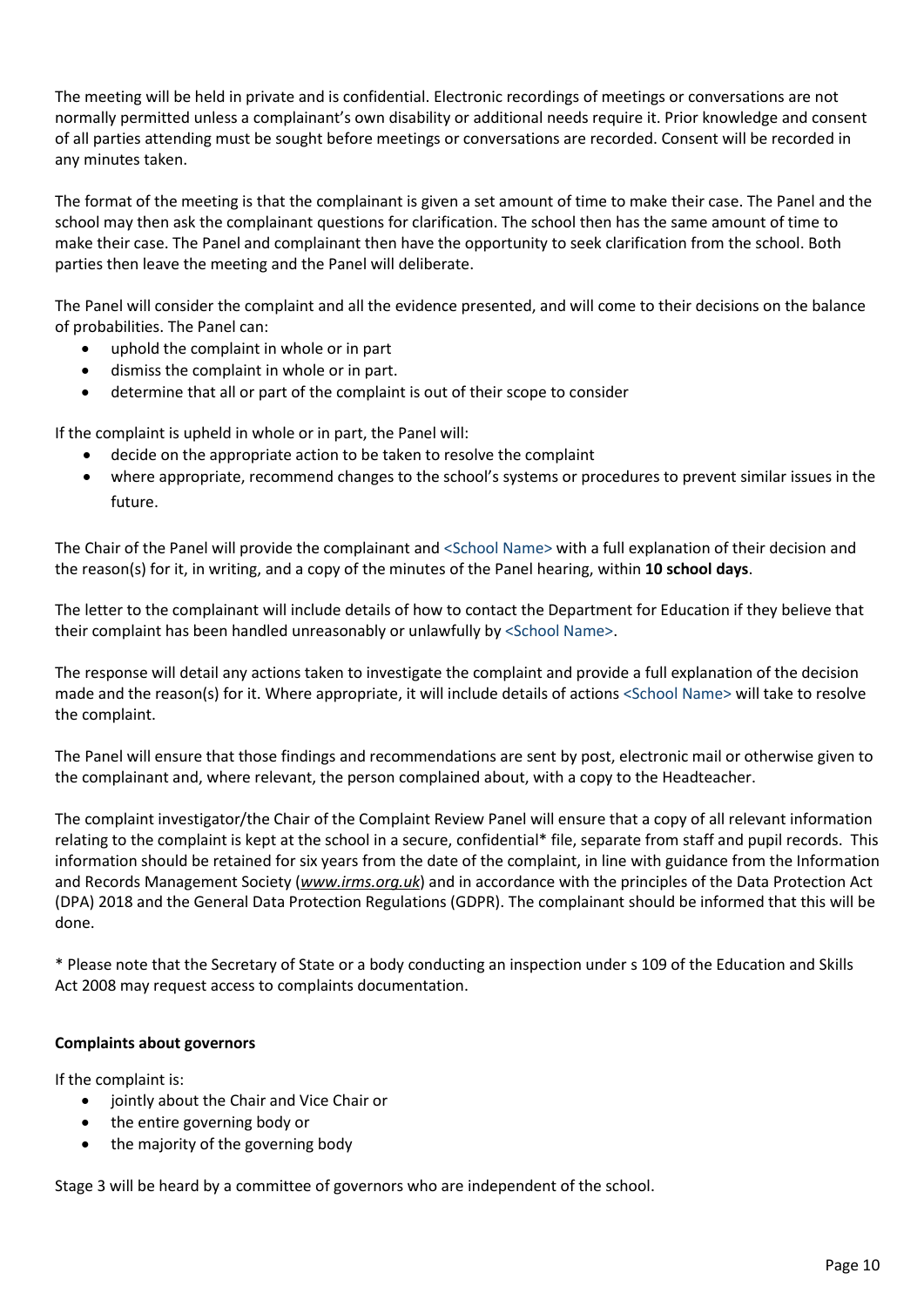The meeting will be held in private and is confidential. Electronic recordings of meetings or conversations are not normally permitted unless a complainant's own disability or additional needs require it. Prior knowledge and consent of all parties attending must be sought before meetings or conversations are recorded. Consent will be recorded in any minutes taken.

The format of the meeting is that the complainant is given a set amount of time to make their case. The Panel and the school may then ask the complainant questions for clarification. The school then has the same amount of time to make their case. The Panel and complainant then have the opportunity to seek clarification from the school. Both parties then leave the meeting and the Panel will deliberate.

The Panel will consider the complaint and all the evidence presented, and will come to their decisions on the balance of probabilities. The Panel can:

- uphold the complaint in whole or in part
- dismiss the complaint in whole or in part.
- determine that all or part of the complaint is out of their scope to consider

If the complaint is upheld in whole or in part, the Panel will:

- decide on the appropriate action to be taken to resolve the complaint
- where appropriate, recommend changes to the school's systems or procedures to prevent similar issues in the future.

The Chair of the Panel will provide the complainant and <School Name> with a full explanation of their decision and the reason(s) for it, in writing, and a copy of the minutes of the Panel hearing, within **10 school days**.

The letter to the complainant will include details of how to contact the Department for Education if they believe that their complaint has been handled unreasonably or unlawfully by <School Name>.

The response will detail any actions taken to investigate the complaint and provide a full explanation of the decision made and the reason(s) for it. Where appropriate, it will include details of actions <School Name> will take to resolve the complaint.

The Panel will ensure that those findings and recommendations are sent by post, electronic mail or otherwise given to the complainant and, where relevant, the person complained about, with a copy to the Headteacher.

The complaint investigator/the Chair of the Complaint Review Panel will ensure that a copy of all relevant information relating to the complaint is kept at the school in a secure, confidential* file, separate from staff and pupil records. This information should be retained for six years from the date of the complaint, in line with guidance from the Information and Records Management Society (*www.irms.org.uk*) and in accordance with the principles of the Data Protection Act (DPA) 2018 and the General Data Protection Regulations (GDPR). The complainant should be informed that this will be done.

* Please note that the Secretary of State or a body conducting an inspection under s 109 of the Education and Skills Act 2008 may request access to complaints documentation.

**Complaints about governors**

If the complaint is:

- jointly about the Chair and Vice Chair or
- the entire governing body or
- the majority of the governing body

Stage 3 will be heard by a committee of governors who are independent of the school.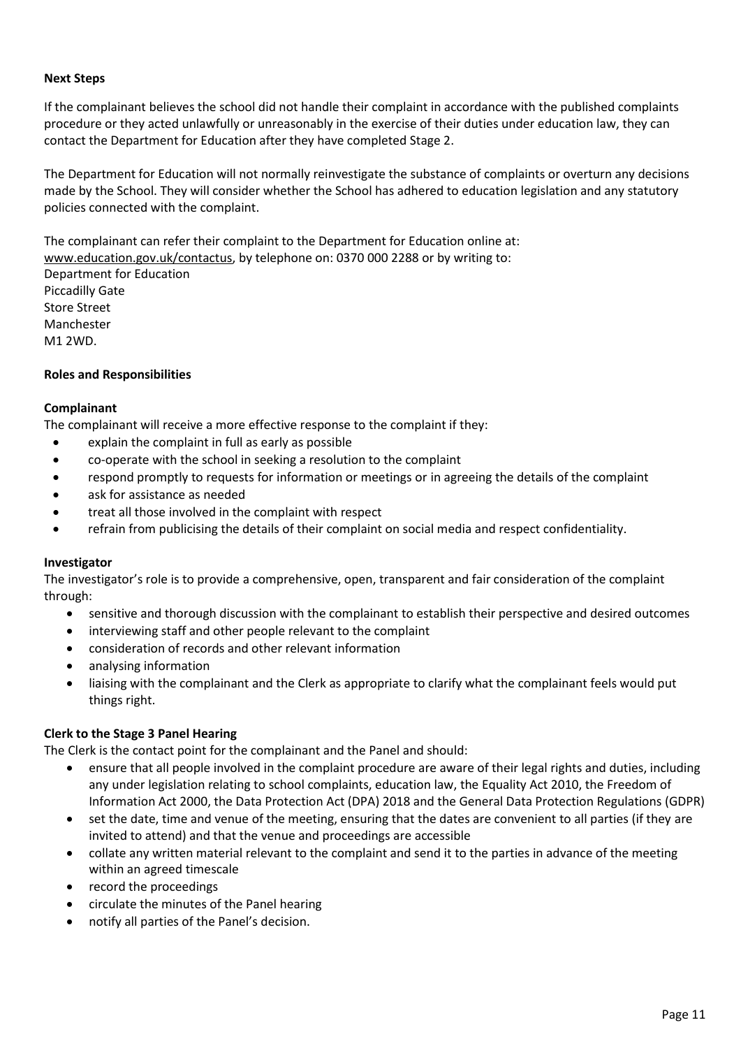**Next Steps**

If the complainant believes the school did not handle their complaint in accordance with the published complaints procedure or they acted unlawfully or unreasonably in the exercise of their duties under education law, they can contact the Department for Education after they have completed Stage 2.

The Department for Education will not normally reinvestigate the substance of complaints or overturn any decisions made by the School. They will consider whether the School has adhered to education legislation and any statutory policies connected with the complaint.

The complainant can refer their complaint to the Department for Education online at: www.education.gov.uk/contactus, by telephone on: 0370 000 2288 or by writing to:
Department for Education
Piccadilly Gate
Store Street
Manchester
M1 2WD.

**Roles and Responsibilities**

**Complainant**

The complainant will receive a more effective response to the complaint if they:

- explain the complaint in full as early as possible
- co-operate with the school in seeking a resolution to the complaint
- respond promptly to requests for information or meetings or in agreeing the details of the complaint
- ask for assistance as needed
- treat all those involved in the complaint with respect
- refrain from publicising the details of their complaint on social media and respect confidentiality.

**Investigator**

The investigator's role is to provide a comprehensive, open, transparent and fair consideration of the complaint through:

- sensitive and thorough discussion with the complainant to establish their perspective and desired outcomes
- interviewing staff and other people relevant to the complaint
- consideration of records and other relevant information
- analysing information
- liaising with the complainant and the Clerk as appropriate to clarify what the complainant feels would put things right.

**Clerk to the Stage 3 Panel Hearing**

The Clerk is the contact point for the complainant and the Panel and should:

- ensure that all people involved in the complaint procedure are aware of their legal rights and duties, including any under legislation relating to school complaints, education law, the Equality Act 2010, the Freedom of Information Act 2000, the Data Protection Act (DPA) 2018 and the General Data Protection Regulations (GDPR)
- set the date, time and venue of the meeting, ensuring that the dates are convenient to all parties (if they are invited to attend) and that the venue and proceedings are accessible
- collate any written material relevant to the complaint and send it to the parties in advance of the meeting within an agreed timescale
- record the proceedings
- circulate the minutes of the Panel hearing
- notify all parties of the Panel's decision.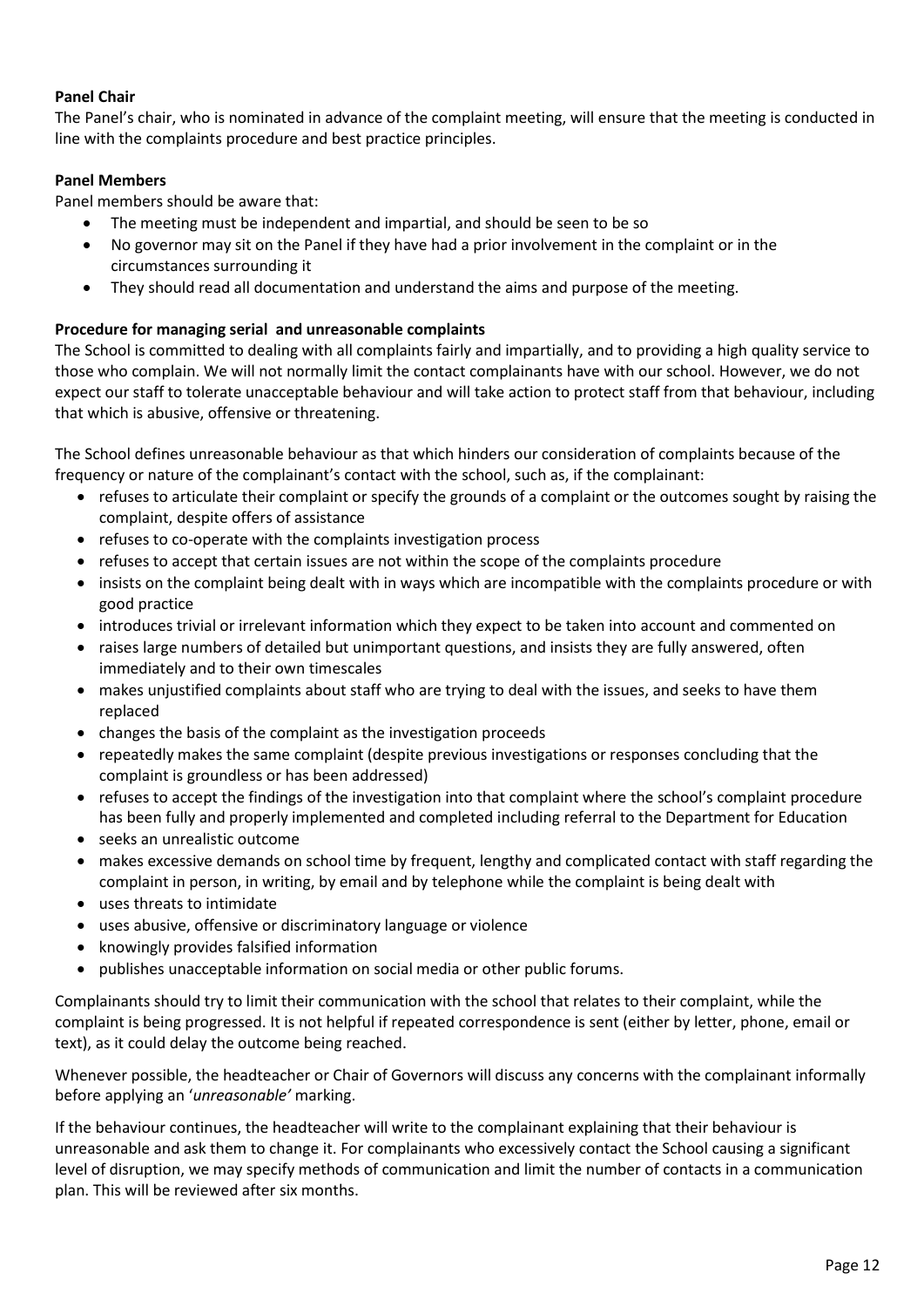**Panel Chair**

The Panel's chair, who is nominated in advance of the complaint meeting, will ensure that the meeting is conducted in line with the complaints procedure and best practice principles.

**Panel Members**

Panel members should be aware that:

- The meeting must be independent and impartial, and should be seen to be so
- No governor may sit on the Panel if they have had a prior involvement in the complaint or in the circumstances surrounding it
- They should read all documentation and understand the aims and purpose of the meeting.

**Procedure for managing serial and unreasonable complaints**

The School is committed to dealing with all complaints fairly and impartially, and to providing a high quality service to those who complain. We will not normally limit the contact complainants have with our school. However, we do not expect our staff to tolerate unacceptable behaviour and will take action to protect staff from that behaviour, including that which is abusive, offensive or threatening.

The School defines unreasonable behaviour as that which hinders our consideration of complaints because of the frequency or nature of the complainant's contact with the school, such as, if the complainant:

- refuses to articulate their complaint or specify the grounds of a complaint or the outcomes sought by raising the complaint, despite offers of assistance
- refuses to co-operate with the complaints investigation process
- refuses to accept that certain issues are not within the scope of the complaints procedure
- insists on the complaint being dealt with in ways which are incompatible with the complaints procedure or with good practice
- introduces trivial or irrelevant information which they expect to be taken into account and commented on
- raises large numbers of detailed but unimportant questions, and insists they are fully answered, often immediately and to their own timescales
- makes unjustified complaints about staff who are trying to deal with the issues, and seeks to have them replaced
- changes the basis of the complaint as the investigation proceeds
- repeatedly makes the same complaint (despite previous investigations or responses concluding that the complaint is groundless or has been addressed)
- refuses to accept the findings of the investigation into that complaint where the school's complaint procedure has been fully and properly implemented and completed including referral to the Department for Education
- seeks an unrealistic outcome
- makes excessive demands on school time by frequent, lengthy and complicated contact with staff regarding the complaint in person, in writing, by email and by telephone while the complaint is being dealt with
- uses threats to intimidate
- uses abusive, offensive or discriminatory language or violence
- knowingly provides falsified information
- publishes unacceptable information on social media or other public forums.

Complainants should try to limit their communication with the school that relates to their complaint, while the complaint is being progressed. It is not helpful if repeated correspondence is sent (either by letter, phone, email or text), as it could delay the outcome being reached.

Whenever possible, the headteacher or Chair of Governors will discuss any concerns with the complainant informally before applying an '*unreasonable'* marking.

If the behaviour continues, the headteacher will write to the complainant explaining that their behaviour is unreasonable and ask them to change it. For complainants who excessively contact the School causing a significant level of disruption, we may specify methods of communication and limit the number of contacts in a communication plan. This will be reviewed after six months.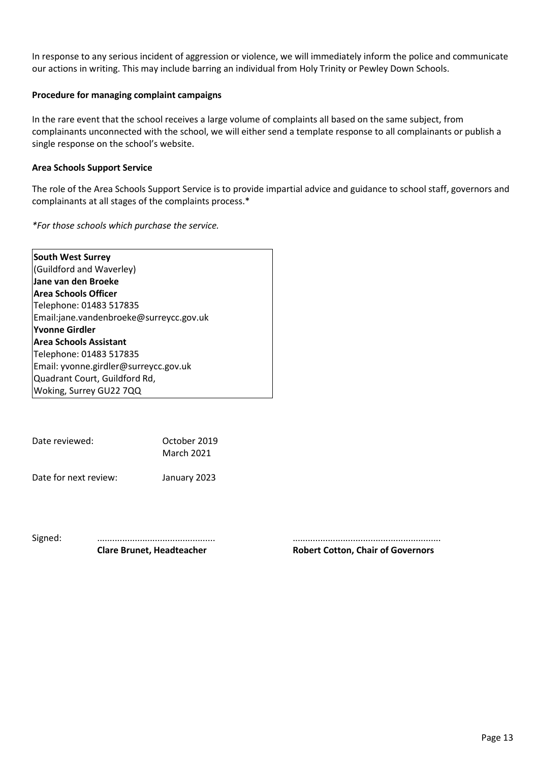In response to any serious incident of aggression or violence, we will immediately inform the police and communicate our actions in writing. This may include barring an individual from Holy Trinity or Pewley Down Schools.

**Procedure for managing complaint campaigns**

In the rare event that the school receives a large volume of complaints all based on the same subject, from complainants unconnected with the school, we will either send a template response to all complainants or publish a single response on the school's website.

**Area Schools Support Service**

The role of the Area Schools Support Service is to provide impartial advice and guidance to school staff, governors and complainants at all stages of the complaints process.*

*\*For those schools which purchase the service.*

**South West Surrey**
(Guildford and Waverley)
**Jane van den Broeke**
**Area Schools Officer**
Telephone: 01483 517835
Email:jane.vandenbroeke@surreycc.gov.uk
**Yvonne Girdler**
**Area Schools Assistant**
Telephone: 01483 517835
Email: yvonne.girdler@surreycc.gov.uk
Quadrant Court, Guildford Rd,
Woking, Surrey GU22 7QQ

Date reviewed: October 2019
March 2021

Date for next review: January 2023

Signed: ..............................................
**Clare Brunet, Headteacher**

..........................................................
**Robert Cotton, Chair of Governors**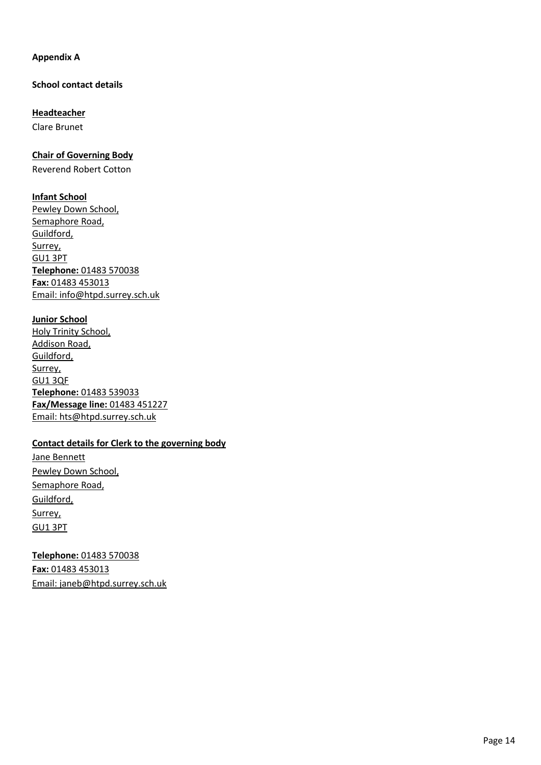**Appendix A**

**School contact details**

**Headteacher**

Clare Brunet

**Chair of Governing Body**

Reverend Robert Cotton

**Infant School**

Pewley Down School,
Semaphore Road,
Guildford,
Surrey,
GU1 3PT
**Telephone:** 01483 570038
**Fax:** 01483 453013
Email: info@htpd.surrey.sch.uk

**Junior School**

Holy Trinity School,
Addison Road,
Guildford,
Surrey,
GU1 3QF
**Telephone:** 01483 539033
**Fax/Message line:** 01483 451227
Email: hts@htpd.surrey.sch.uk

**Contact details for Clerk to the governing body**

Jane Bennett
Pewley Down School,
Semaphore Road,
Guildford,
Surrey,
GU1 3PT

**Telephone:** 01483 570038
**Fax:** 01483 453013
Email: janeb@htpd.surrey.sch.uk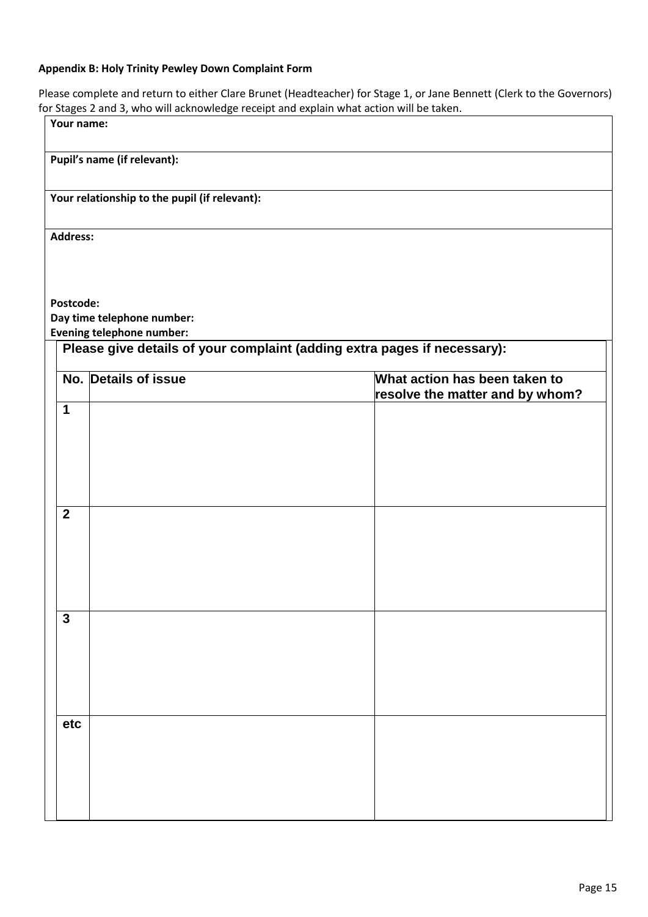**Appendix B: Holy Trinity Pewley Down Complaint Form**

Please complete and return to either Clare Brunet (Headteacher) for Stage 1, or Jane Bennett (Clerk to the Governors) for Stages 2 and 3, who will acknowledge receipt and explain what action will be taken.

| |
|---|
| **Your name:** |
| **Pupil's name (if relevant):** |
| **Your relationship to the pupil (if relevant):** |
| **Address:**<br><br><br>**Postcode:**<br>**Day time telephone number:**<br>**Evening telephone number:** |

**Please give details of your complaint (adding extra pages if necessary):**

| No. | Details of issue | What action has been taken to resolve the matter and by whom? |
|---|---|---|
| 1 | | |
| 2 | | |
| 3 | | |
| etc | | |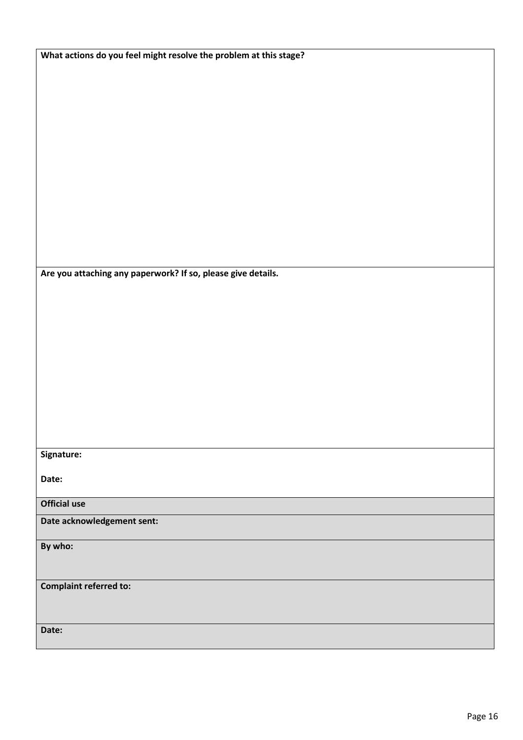**What actions do you feel might resolve the problem at this stage?**

**Are you attaching any paperwork? If so, please give details.**

**Signature:**

**Date:**

| |
|---|
| **Official use** |
| **Date acknowledgement sent:** |
| **By who:** |
| **Complaint referred to:** |
| **Date:** |